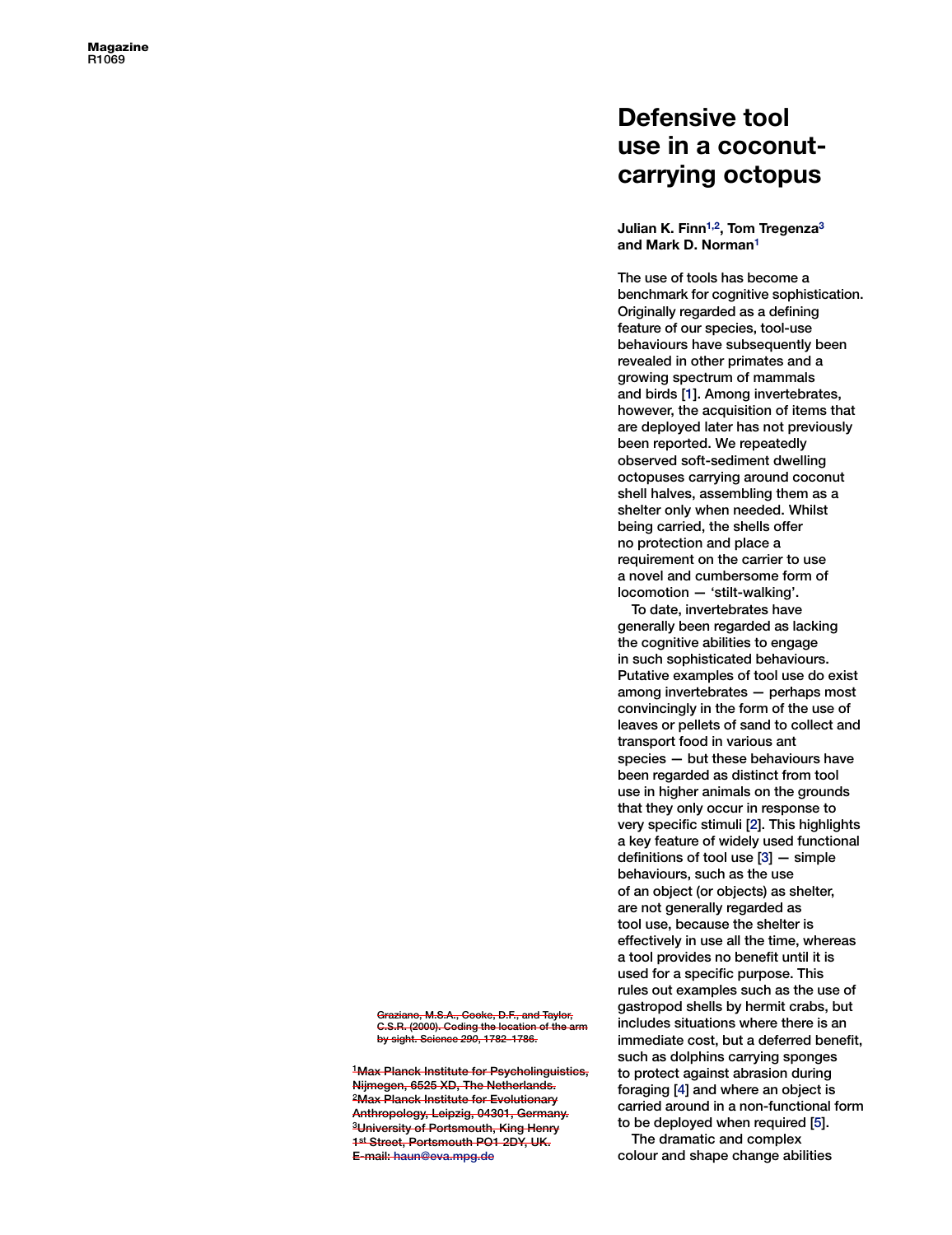# Defensive tool use in a coconut-carrying octopus

**Julian K. Finn[1,2], Tom Tregenza[3] and Mark D. Norman[1]**

The use of tools has become a benchmark for cognitive sophistication. Originally regarded as a defining feature of our species, tool-use behaviours have subsequently been revealed in other primates and a growing spectrum of mammals and birds [1]. Among invertebrates, however, the acquisition of items that are deployed later has not previously been reported. We repeatedly observed soft-sediment dwelling octopuses carrying around coconut shell halves, assembling them as a shelter only when needed. Whilst being carried, the shells offer no protection and place a requirement on the carrier to use a novel and cumbersome form of locomotion — 'stilt-walking'.

To date, invertebrates have generally been regarded as lacking the cognitive abilities to engage in such sophisticated behaviours. Putative examples of tool use do exist among invertebrates — perhaps most convincingly in the form of the use of leaves or pellets of sand to collect and transport food in various ant species — but these behaviours have been regarded as distinct from tool use in higher animals on the grounds that they only occur in response to very specific stimuli [2]. This highlights a key feature of widely used functional definitions of tool use [3] — simple behaviours, such as the use of an object (or objects) as shelter, are not generally regarded as tool use, because the shelter is effectively in use all the time, whereas a tool provides no benefit until it is used for a specific purpose. This rules out examples such as the use of gastropod shells by hermit crabs, but includes situations where there is an immediate cost, but a deferred benefit, such as dolphins carrying sponges to protect against abrasion during foraging [4] and where an object is carried around in a non-functional form to be deployed when required [5].

The dramatic and complex colour and shape change abilities

~~Graziano, M.S.A., Cooke, D.F., and Taylor, C.S.R. (2000). Coding the location of the arm by sight. Science *290*, 1782–1786.~~

~~[1]Max Planck Institute for Psycholinguistics, Nijmegen, 6525 XD, The Netherlands. [2]Max Planck Institute for Evolutionary Anthropology, Leipzig, 04301, Germany. [3]University of Portsmouth, King Henry 1st Street, Portsmouth PO1 2DY, UK. E-mail: haun@eva.mpg.de~~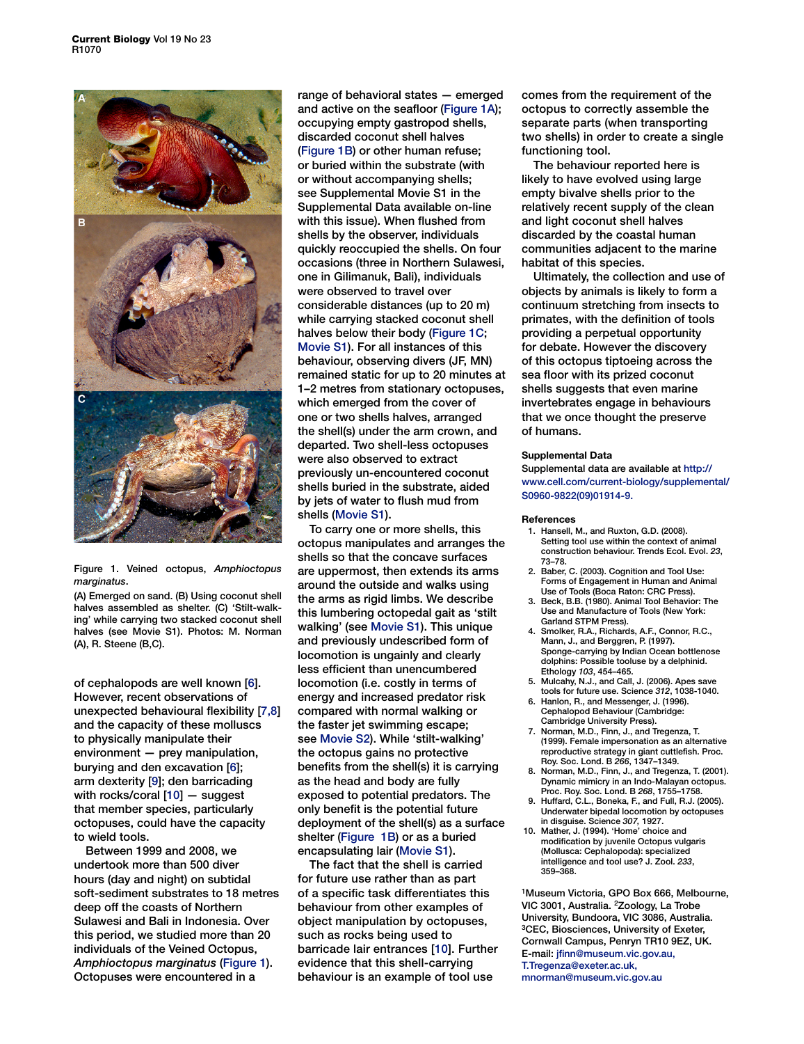Figure 1. Veined octopus, *Amphioctopus marginatus*.

(A) Emerged on sand. (B) Using coconut shell halves assembled as shelter. (C) 'Stilt-walking' while carrying two stacked coconut shell halves (see Movie S1). Photos: M. Norman (A), R. Steene (B,C).

of cephalopods are well known [6]. However, recent observations of unexpected behavioural flexibility [7,8] and the capacity of these molluscs to physically manipulate their environment — prey manipulation, burying and den excavation [6]; arm dexterity [9]; den barricading with rocks/coral [10] — suggest that member species, particularly octopuses, could have the capacity to wield tools.

Between 1999 and 2008, we undertook more than 500 diver hours (day and night) on subtidal soft-sediment substrates to 18 metres deep off the coasts of Northern Sulawesi and Bali in Indonesia. Over this period, we studied more than 20 individuals of the Veined Octopus, *Amphioctopus marginatus* (Figure 1). Octopuses were encountered in a range of behavioral states — emerged and active on the seafloor (Figure 1A); occupying empty gastropod shells, discarded coconut shell halves (Figure 1B) or other human refuse; or buried within the substrate (with or without accompanying shells; see Supplemental Movie S1 in the Supplemental Data available on-line with this issue). When flushed from shells by the observer, individuals quickly reoccupied the shells. On four occasions (three in Northern Sulawesi, one in Gilimanuk, Bali), individuals were observed to travel over considerable distances (up to 20 m) while carrying stacked coconut shell halves below their body (Figure 1C; Movie S1). For all instances of this behaviour, observing divers (JF, MN) remained static for up to 20 minutes at 1–2 metres from stationary octopuses, which emerged from the cover of one or two shells halves, arranged the shell(s) under the arm crown, and departed. Two shell-less octopuses were also observed to extract previously un-encountered coconut shells buried in the substrate, aided by jets of water to flush mud from shells (Movie S1).

To carry one or more shells, this octopus manipulates and arranges the shells so that the concave surfaces are uppermost, then extends its arms around the outside and walks using the arms as rigid limbs. We describe this lumbering octopedal gait as 'stilt walking' (see Movie S1). This unique and previously undescribed form of locomotion is ungainly and clearly less efficient than unencumbered locomotion (i.e. costly in terms of energy and increased predator risk compared with normal walking or the faster jet swimming escape; see Movie S2). While 'stilt-walking' the octopus gains no protective benefits from the shell(s) it is carrying as the head and body are fully exposed to potential predators. The only benefit is the potential future deployment of the shell(s) as a surface shelter (Figure 1B) or as a buried encapsulating lair (Movie S1).

The fact that the shell is carried for future use rather than as part of a specific task differentiates this behaviour from other examples of object manipulation by octopuses, such as rocks being used to barricade lair entrances [10]. Further evidence that this shell-carrying behaviour is an example of tool use comes from the requirement of the octopus to correctly assemble the separate parts (when transporting two shells) in order to create a single functioning tool.

The behaviour reported here is likely to have evolved using large empty bivalve shells prior to the relatively recent supply of the clean and light coconut shell halves discarded by the coastal human communities adjacent to the marine habitat of this species.

Ultimately, the collection and use of objects by animals is likely to form a continuum stretching from insects to primates, with the definition of tools providing a perpetual opportunity for debate. However the discovery of this octopus tiptoeing across the sea floor with its prized coconut shells suggests that even marine invertebrates engage in behaviours that we once thought the preserve of humans.

### Supplemental Data

Supplemental data are available at http://www.cell.com/current-biology/supplemental/S0960-9822(09)01914-9.

### References

1. Hansell, M., and Ruxton, G.D. (2008). Setting tool use within the context of animal construction behaviour. Trends Ecol. Evol. *23*, 73–78.
2. Baber, C. (2003). Cognition and Tool Use: Forms of Engagement in Human and Animal Use of Tools (Boca Raton: CRC Press).
3. Beck, B.B. (1980). Animal Tool Behavior: The Use and Manufacture of Tools (New York: Garland STPM Press).
4. Smolker, R.A., Richards, A.F., Connor, R.C., Mann, J., and Berggren, P. (1997). Sponge-carrying by Indian Ocean bottlenose dolphins: Possible tooluse by a delphinid. Ethology *103*, 454–465.
5. Mulcahy, N.J., and Call, J. (2006). Apes save tools for future use. Science *312*, 1038-1040.
6. Hanlon, R., and Messenger, J. (1996). Cephalopod Behaviour (Cambridge: Cambridge University Press).
7. Norman, M.D., Finn, J., and Tregenza, T. (1999). Female impersonation as an alternative reproductive strategy in giant cuttlefish. Proc. Roy. Soc. Lond. B *266*, 1347–1349.
8. Norman, M.D., Finn, J., and Tregenza, T. (2001). Dynamic mimicry in an Indo-Malayan octopus. Proc. Roy. Soc. Lond. B *268*, 1755–1758.
9. Huffard, C.L., Boneka, F., and Full, R.J. (2005). Underwater bipedal locomotion by octopuses in disguise. Science *307*, 1927.
10. Mather, J. (1994). 'Home' choice and modification by juvenile Octopus vulgaris (Mollusca: Cephalopoda): specialized intelligence and tool use? J. Zool. *233*, 359–368.

[1]Museum Victoria, GPO Box 666, Melbourne, VIC 3001, Australia. [2]Zoology, La Trobe University, Bundoora, VIC 3086, Australia. [3]CEC, Biosciences, University of Exeter, Cornwall Campus, Penryn TR10 9EZ, UK.
E-mail: jfinn@museum.vic.gov.au, T.Tregenza@exeter.ac.uk, mnorman@museum.vic.gov.au